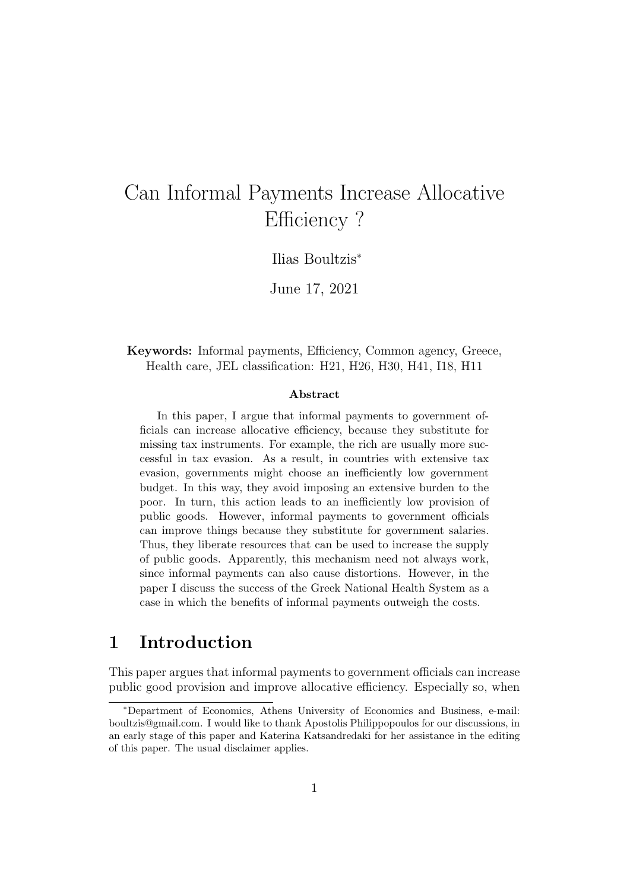# Can Informal Payments Increase Allocative Efficiency ?

Ilias Boultzis[*]

June 17, 2021

**Keywords:** Informal payments, Efficiency, Common agency, Greece, Health care, JEL classification: H21, H26, H30, H41, I18, H11

### Abstract

In this paper, I argue that informal payments to government officials can increase allocative efficiency, because they substitute for missing tax instruments. For example, the rich are usually more successful in tax evasion. As a result, in countries with extensive tax evasion, governments might choose an inefficiently low government budget. In this way, they avoid imposing an extensive burden to the poor. In turn, this action leads to an inefficiently low provision of public goods. However, informal payments to government officials can improve things because they substitute for government salaries. Thus, they liberate resources that can be used to increase the supply of public goods. Apparently, this mechanism need not always work, since informal payments can also cause distortions. However, in the paper I discuss the success of the Greek National Health System as a case in which the benefits of informal payments outweigh the costs.

## 1 Introduction

This paper argues that informal payments to government officials can increase public good provision and improve allocative efficiency. Especially so, when

[*] Department of Economics, Athens University of Economics and Business, e-mail: boultzis@gmail.com. I would like to thank Apostolis Philippopoulos for our discussions, in an early stage of this paper and Katerina Katsandredaki for her assistance in the editing of this paper. The usual disclaimer applies.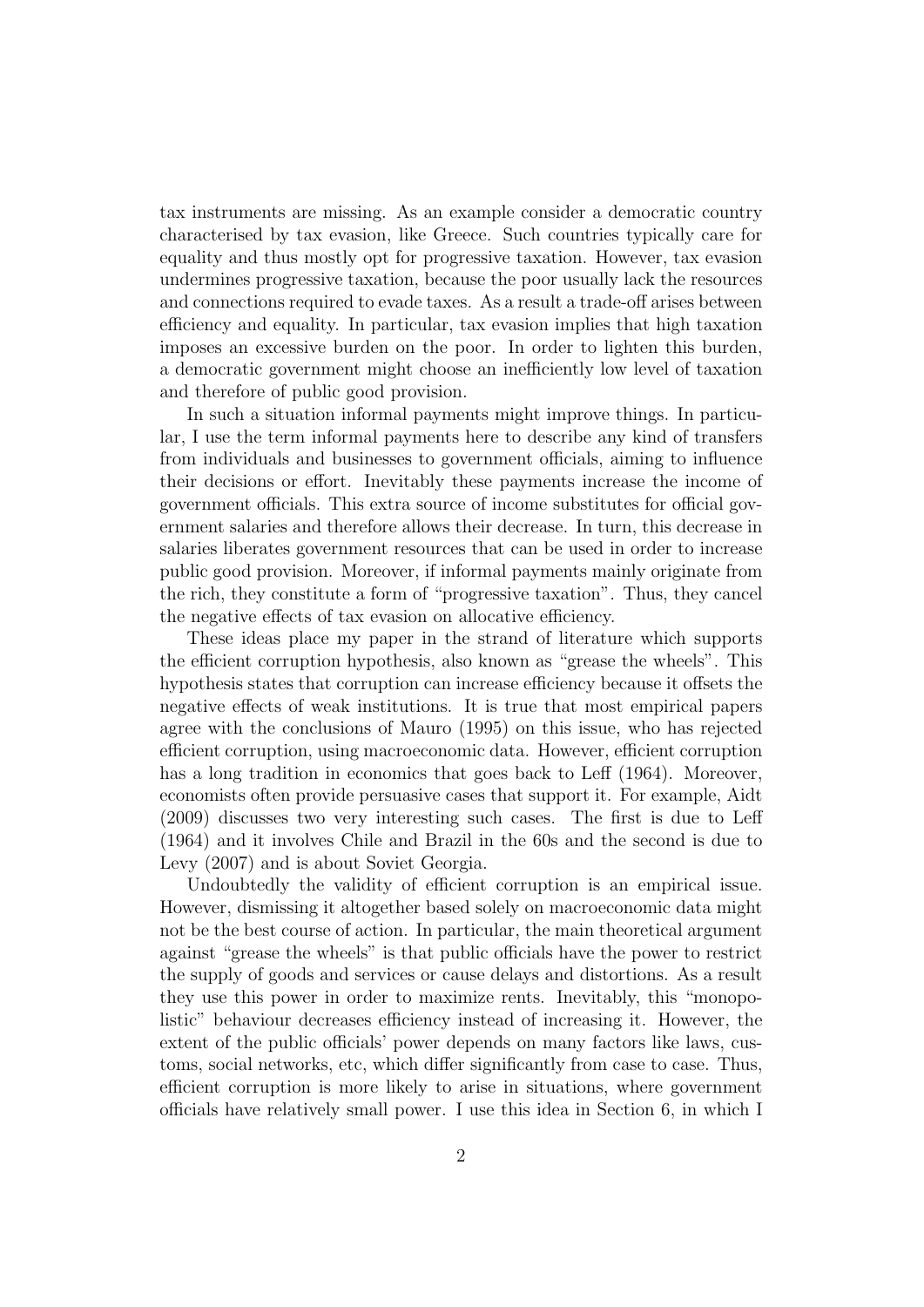tax instruments are missing. As an example consider a democratic country characterised by tax evasion, like Greece. Such countries typically care for equality and thus mostly opt for progressive taxation. However, tax evasion undermines progressive taxation, because the poor usually lack the resources and connections required to evade taxes. As a result a trade-off arises between efficiency and equality. In particular, tax evasion implies that high taxation imposes an excessive burden on the poor. In order to lighten this burden, a democratic government might choose an inefficiently low level of taxation and therefore of public good provision.

In such a situation informal payments might improve things. In particular, I use the term informal payments here to describe any kind of transfers from individuals and businesses to government officials, aiming to influence their decisions or effort. Inevitably these payments increase the income of government officials. This extra source of income substitutes for official government salaries and therefore allows their decrease. In turn, this decrease in salaries liberates government resources that can be used in order to increase public good provision. Moreover, if informal payments mainly originate from the rich, they constitute a form of "progressive taxation". Thus, they cancel the negative effects of tax evasion on allocative efficiency.

These ideas place my paper in the strand of literature which supports the efficient corruption hypothesis, also known as "grease the wheels". This hypothesis states that corruption can increase efficiency because it offsets the negative effects of weak institutions. It is true that most empirical papers agree with the conclusions of Mauro (1995) on this issue, who has rejected efficient corruption, using macroeconomic data. However, efficient corruption has a long tradition in economics that goes back to Leff (1964). Moreover, economists often provide persuasive cases that support it. For example, Aidt (2009) discusses two very interesting such cases. The first is due to Leff (1964) and it involves Chile and Brazil in the 60s and the second is due to Levy (2007) and is about Soviet Georgia.

Undoubtedly the validity of efficient corruption is an empirical issue. However, dismissing it altogether based solely on macroeconomic data might not be the best course of action. In particular, the main theoretical argument against "grease the wheels" is that public officials have the power to restrict the supply of goods and services or cause delays and distortions. As a result they use this power in order to maximize rents. Inevitably, this "monopolistic" behaviour decreases efficiency instead of increasing it. However, the extent of the public officials' power depends on many factors like laws, customs, social networks, etc, which differ significantly from case to case. Thus, efficient corruption is more likely to arise in situations, where government officials have relatively small power. I use this idea in Section 6, in which I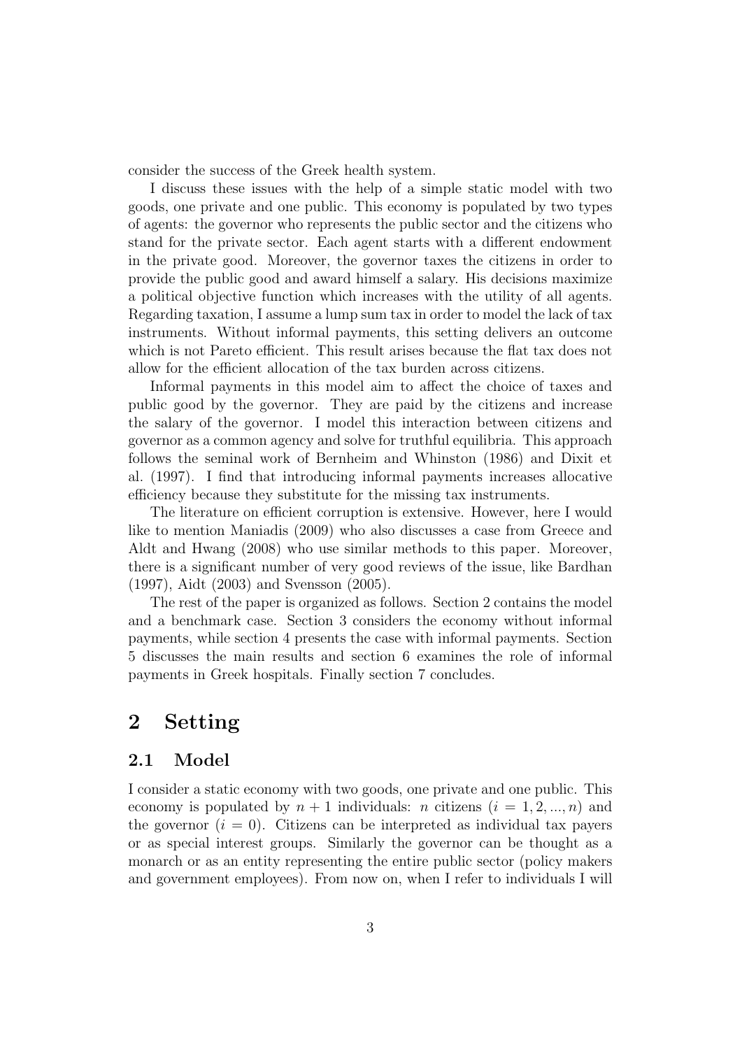consider the success of the Greek health system.

I discuss these issues with the help of a simple static model with two goods, one private and one public. This economy is populated by two types of agents: the governor who represents the public sector and the citizens who stand for the private sector. Each agent starts with a different endowment in the private good. Moreover, the governor taxes the citizens in order to provide the public good and award himself a salary. His decisions maximize a political objective function which increases with the utility of all agents. Regarding taxation, I assume a lump sum tax in order to model the lack of tax instruments. Without informal payments, this setting delivers an outcome which is not Pareto efficient. This result arises because the flat tax does not allow for the efficient allocation of the tax burden across citizens.

Informal payments in this model aim to affect the choice of taxes and public good by the governor. They are paid by the citizens and increase the salary of the governor. I model this interaction between citizens and governor as a common agency and solve for truthful equilibria. This approach follows the seminal work of Bernheim and Whinston (1986) and Dixit et al. (1997). I find that introducing informal payments increases allocative efficiency because they substitute for the missing tax instruments.

The literature on efficient corruption is extensive. However, here I would like to mention Maniadis (2009) who also discusses a case from Greece and Aldt and Hwang (2008) who use similar methods to this paper. Moreover, there is a significant number of very good reviews of the issue, like Bardhan (1997), Aidt (2003) and Svensson (2005).

The rest of the paper is organized as follows. Section 2 contains the model and a benchmark case. Section 3 considers the economy without informal payments, while section 4 presents the case with informal payments. Section 5 discusses the main results and section 6 examines the role of informal payments in Greek hospitals. Finally section 7 concludes.

# 2 Setting

## 2.1 Model

I consider a static economy with two goods, one private and one public. This economy is populated by $n+1$ individuals: $n$ citizens ($i = 1, 2, ..., n$) and the governor ($i = 0$). Citizens can be interpreted as individual tax payers or as special interest groups. Similarly the governor can be thought as a monarch or as an entity representing the entire public sector (policy makers and government employees). From now on, when I refer to individuals I will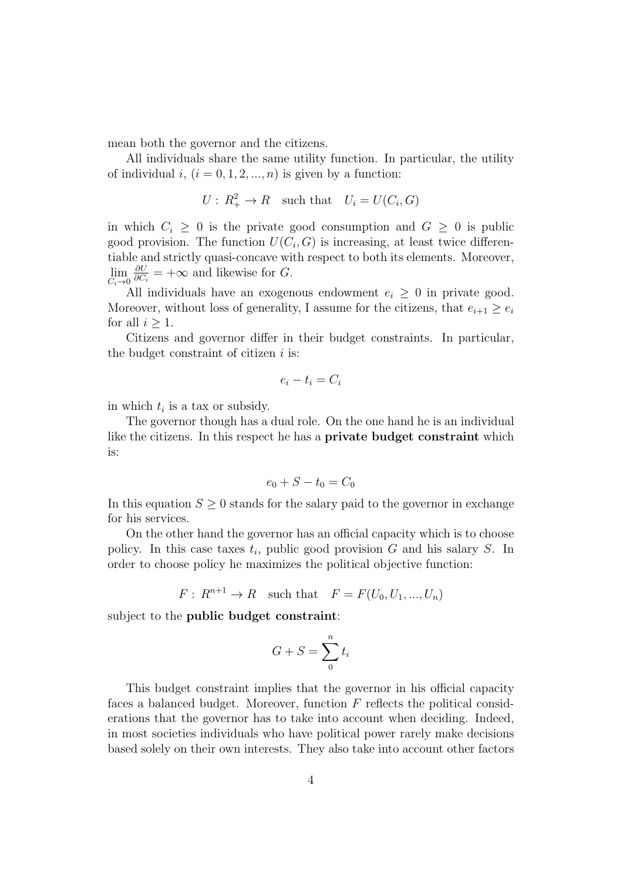mean both the governor and the citizens.

All individuals share the same utility function. In particular, the utility of individual $i$, $(i = 0, 1, 2, ..., n)$ is given by a function:

$$U : R_+^2 \to R \quad \text{such that} \quad U_i = U(C_i, G)$$

in which $C_i \geq 0$ is the private good consumption and $G \geq 0$ is public good provision. The function $U(C_i, G)$ is increasing, at least twice differentiable and strictly quasi-concave with respect to both its elements. Moreover, $\lim_{C_i \to 0} \frac{\partial U}{\partial C_i} = +\infty$ and likewise for $G$.

All individuals have an exogenous endowment $e_i \geq 0$ in private good. Moreover, without loss of generality, I assume for the citizens, that $e_{i+1} \geq e_i$ for all $i \geq 1$.

Citizens and governor differ in their budget constraints. In particular, the budget constraint of citizen $i$ is:

$$e_i - t_i = C_i$$

in which $t_i$ is a tax or subsidy.

The governor though has a dual role. On the one hand he is an individual like the citizens. In this respect he has a **private budget constraint** which is:

$$e_0 + S - t_0 = C_0$$

In this equation $S \geq 0$ stands for the salary paid to the governor in exchange for his services.

On the other hand the governor has an official capacity which is to choose policy. In this case taxes $t_i$, public good provision $G$ and his salary $S$. In order to choose policy he maximizes the political objective function:

$$F : R^{n+1} \to R \quad \text{such that} \quad F = F(U_0, U_1, ..., U_n)$$

subject to the **public budget constraint**:

$$G + S = \sum_0^n t_i$$

This budget constraint implies that the governor in his official capacity faces a balanced budget. Moreover, function $F$ reflects the political considerations that the governor has to take into account when deciding. Indeed, in most societies individuals who have political power rarely make decisions based solely on their own interests. They also take into account other factors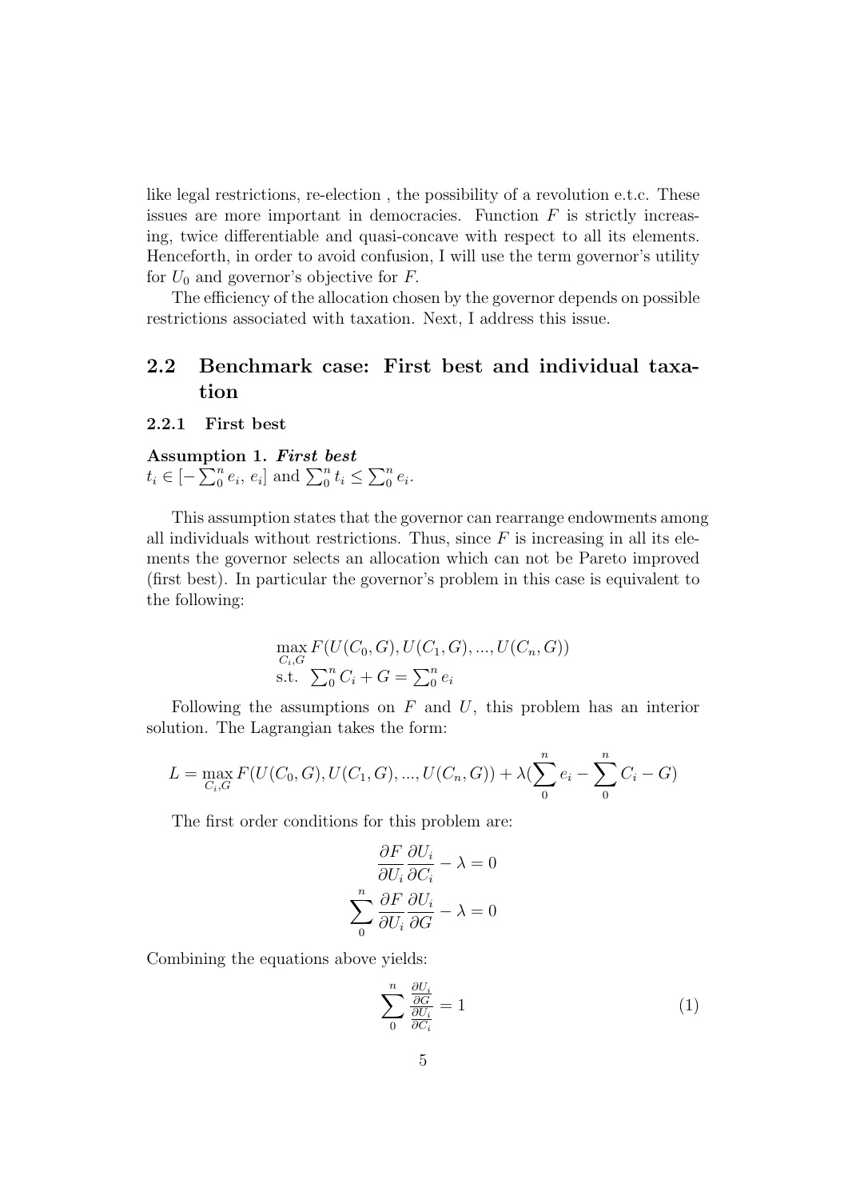like legal restrictions, re-election , the possibility of a revolution e.t.c. These issues are more important in democracies. Function $F$ is strictly increasing, twice differentiable and quasi-concave with respect to all its elements. Henceforth, in order to avoid confusion, I will use the term governor's utility for $U_0$ and governor's objective for $F$.

The efficiency of the allocation chosen by the governor depends on possible restrictions associated with taxation. Next, I address this issue.

## 2.2 Benchmark case: First best and individual taxation

### 2.2.1 First best

**Assumption 1.** ***First best***
$t_i \in [-\sum_0^n e_i,\, e_i]$ and $\sum_0^n t_i \leq \sum_0^n e_i$.

This assumption states that the governor can rearrange endowments among all individuals without restrictions. Thus, since $F$ is increasing in all its elements the governor selects an allocation which can not be Pareto improved (first best). In particular the governor's problem in this case is equivalent to the following:

$$\max_{C_i,G} F(U(C_0,G), U(C_1,G), ..., U(C_n,G))$$
$$\text{s.t. } \sum_0^n C_i + G = \sum_0^n e_i$$

Following the assumptions on $F$ and $U$, this problem has an interior solution. The Lagrangian takes the form:

$$L = \max_{C_i,G} F(U(C_0,G), U(C_1,G), ..., U(C_n,G)) + \lambda(\sum_0^n e_i - \sum_0^n C_i - G)$$

The first order conditions for this problem are:

$$\frac{\partial F}{\partial U_i}\frac{\partial U_i}{\partial C_i} - \lambda = 0$$
$$\sum_0^n \frac{\partial F}{\partial U_i}\frac{\partial U_i}{\partial G} - \lambda = 0$$

Combining the equations above yields:

$$\sum_0^n \frac{\frac{\partial U_i}{\partial G}}{\frac{\partial U_i}{\partial C_i}} = 1 \tag{1}$$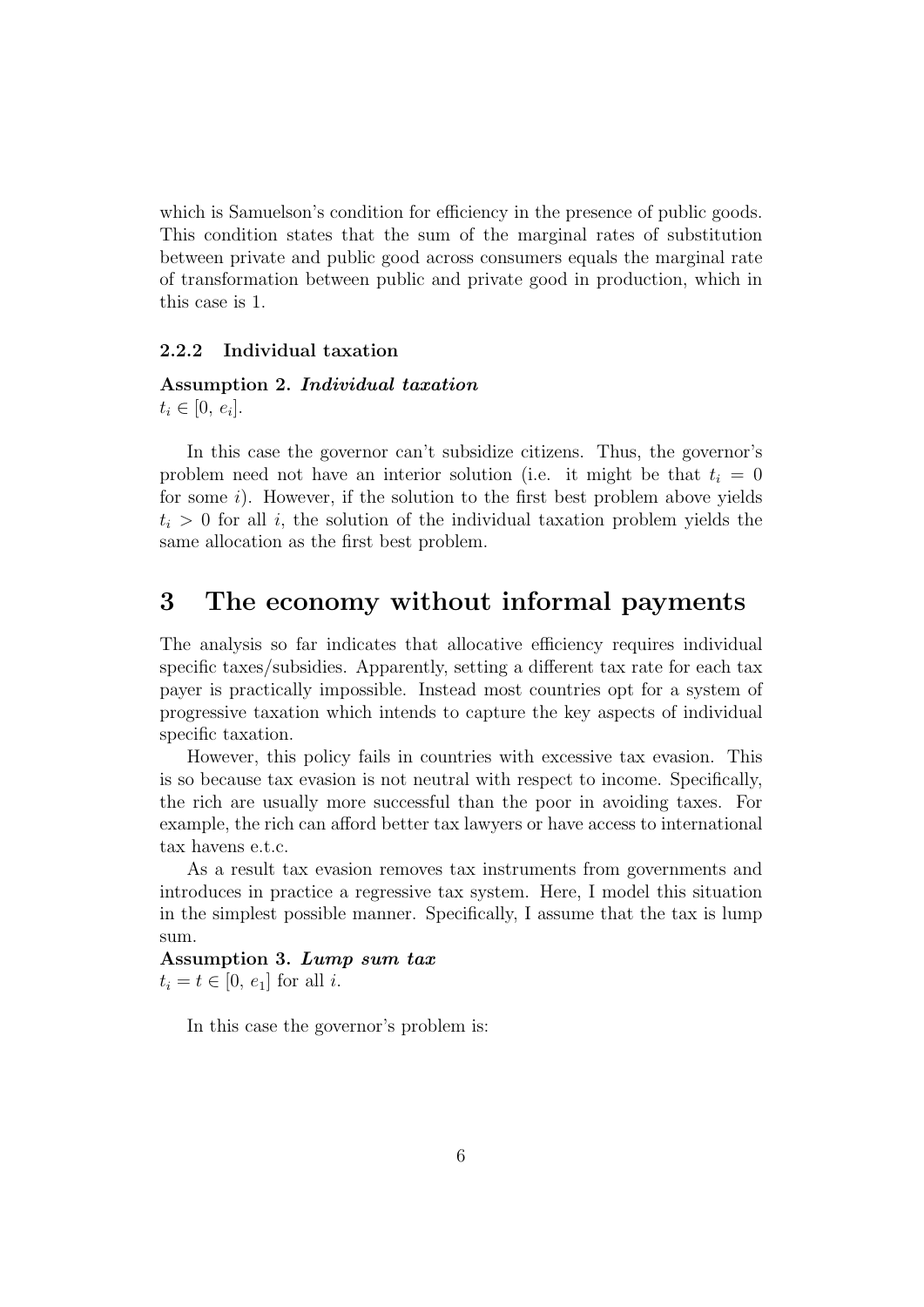which is Samuelson's condition for efficiency in the presence of public goods. This condition states that the sum of the marginal rates of substitution between private and public good across consumers equals the marginal rate of transformation between public and private good in production, which in this case is 1.

### 2.2.2 Individual taxation

**Assumption 2.** ***Individual taxation***
$t_i \in [0,\, e_i]$.

In this case the governor can't subsidize citizens. Thus, the governor's problem need not have an interior solution (i.e. it might be that $t_i = 0$ for some $i$). However, if the solution to the first best problem above yields $t_i > 0$ for all $i$, the solution of the individual taxation problem yields the same allocation as the first best problem.

# 3 The economy without informal payments

The analysis so far indicates that allocative efficiency requires individual specific taxes/subsidies. Apparently, setting a different tax rate for each tax payer is practically impossible. Instead most countries opt for a system of progressive taxation which intends to capture the key aspects of individual specific taxation.

However, this policy fails in countries with excessive tax evasion. This is so because tax evasion is not neutral with respect to income. Specifically, the rich are usually more successful than the poor in avoiding taxes. For example, the rich can afford better tax lawyers or have access to international tax havens e.t.c.

As a result tax evasion removes tax instruments from governments and introduces in practice a regressive tax system. Here, I model this situation in the simplest possible manner. Specifically, I assume that the tax is lump sum.

**Assumption 3.** ***Lump sum tax***
$t_i = t \in [0,\, e_1]$ for all $i$.

In this case the governor's problem is: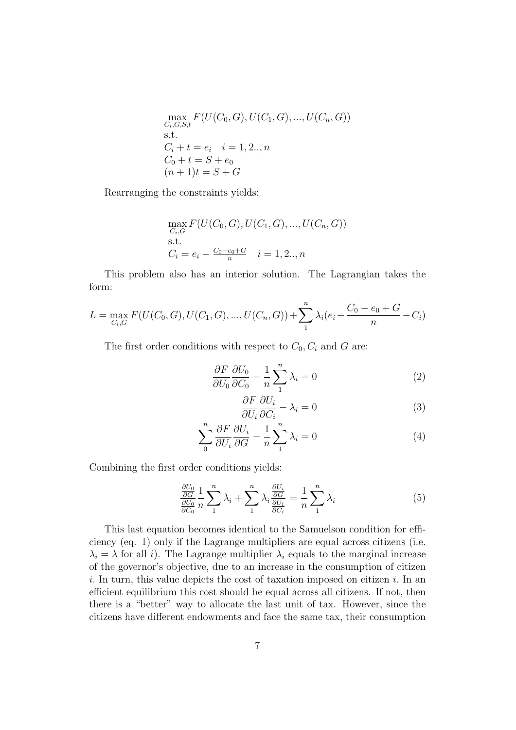$$
\begin{aligned}
&\max_{C_i,G,S,t} F(U(C_0,G),U(C_1,G),...,U(C_n,G)) \\
&\text{s.t.} \\
&C_i + t = e_i \quad i = 1,2..,n \\
&C_0 + t = S + e_0 \\
&(n+1)t = S + G
\end{aligned}
$$

Rearranging the constraints yields:

$$
\begin{aligned}
&\max_{C_i,G} F(U(C_0,G),U(C_1,G),...,U(C_n,G)) \\
&\text{s.t.} \\
&C_i = e_i - \tfrac{C_0 - e_0 + G}{n} \quad i = 1,2..,n
\end{aligned}
$$

This problem also has an interior solution. The Lagrangian takes the form:

$$
L = \max_{C_i,G} F(U(C_0,G),U(C_1,G),...,U(C_n,G)) + \sum_1^n \lambda_i \left(e_i - \frac{C_0 - e_0 + G}{n} - C_i\right)
$$

The first order conditions with respect to $C_0, C_i$ and $G$ are:

$$
\frac{\partial F}{\partial U_0}\frac{\partial U_0}{\partial C_0} - \frac{1}{n}\sum_1^n \lambda_i = 0 \tag{2}
$$

$$
\frac{\partial F}{\partial U_i}\frac{\partial U_i}{\partial C_i} - \lambda_i = 0 \tag{3}
$$

$$
\sum_0^n \frac{\partial F}{\partial U_i}\frac{\partial U_i}{\partial G} - \frac{1}{n}\sum_1^n \lambda_i = 0 \tag{4}
$$

Combining the first order conditions yields:

$$
\frac{\frac{\partial U_0}{\partial G}}{\frac{\partial U_0}{\partial C_0}}\frac{1}{n}\sum_1^n \lambda_i + \sum_1^n \lambda_i \frac{\frac{\partial U_i}{\partial G}}{\frac{\partial U_i}{\partial C_i}} = \frac{1}{n}\sum_1^n \lambda_i \tag{5}
$$

This last equation becomes identical to the Samuelson condition for efficiency (eq. 1) only if the Lagrange multipliers are equal across citizens (i.e. $\lambda_i = \lambda$ for all $i$). The Lagrange multiplier $\lambda_i$ equals to the marginal increase of the governor's objective, due to an increase in the consumption of citizen $i$. In turn, this value depicts the cost of taxation imposed on citizen $i$. In an efficient equilibrium this cost should be equal across all citizens. If not, then there is a "better" way to allocate the last unit of tax. However, since the citizens have different endowments and face the same tax, their consumption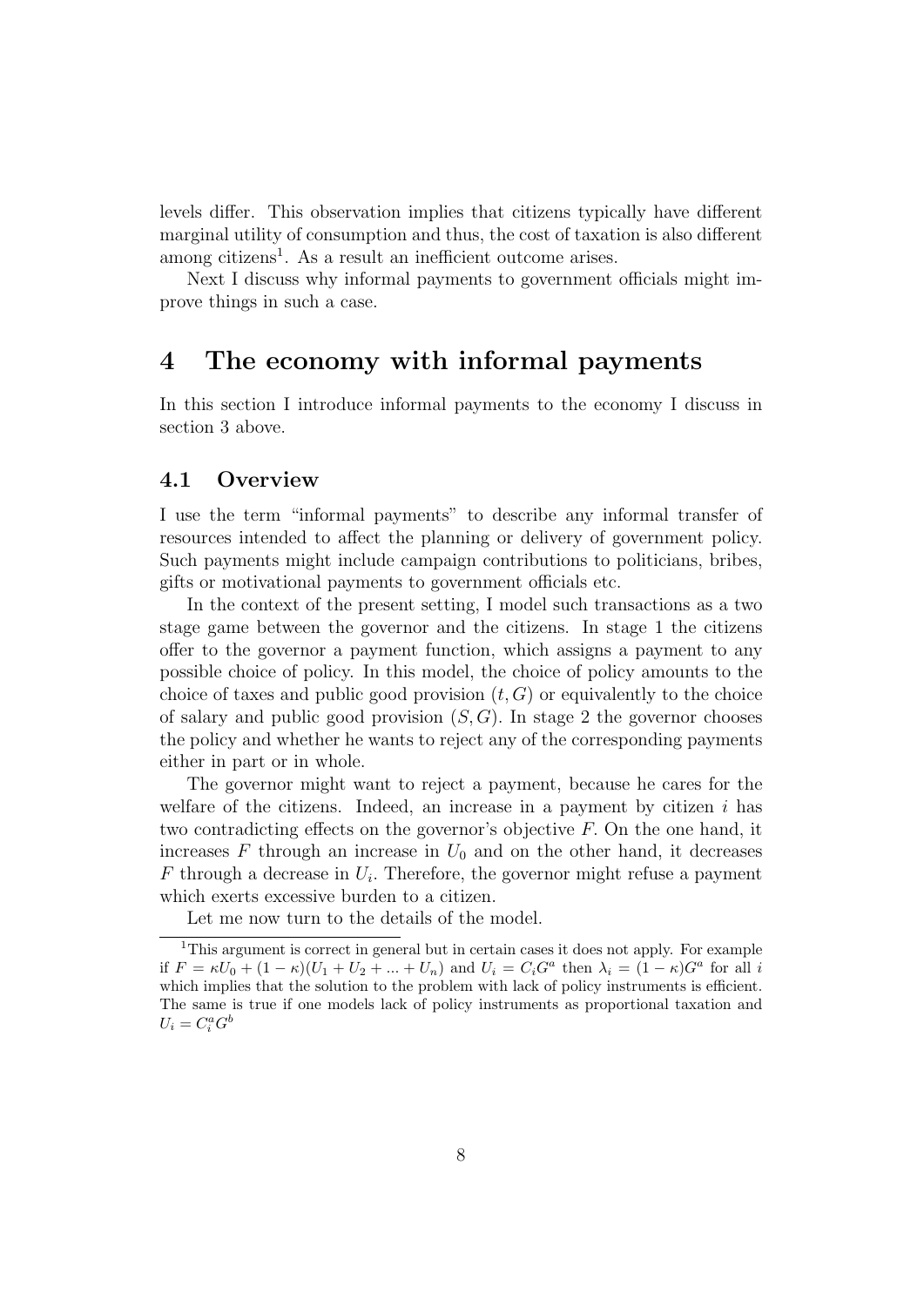levels differ. This observation implies that citizens typically have different marginal utility of consumption and thus, the cost of taxation is also different among citizens[1]. As a result an inefficient outcome arises.

Next I discuss why informal payments to government officials might improve things in such a case.

# 4 The economy with informal payments

In this section I introduce informal payments to the economy I discuss in section 3 above.

## 4.1 Overview

I use the term "informal payments" to describe any informal transfer of resources intended to affect the planning or delivery of government policy. Such payments might include campaign contributions to politicians, bribes, gifts or motivational payments to government officials etc.

In the context of the present setting, I model such transactions as a two stage game between the governor and the citizens. In stage 1 the citizens offer to the governor a payment function, which assigns a payment to any possible choice of policy. In this model, the choice of policy amounts to the choice of taxes and public good provision $(t, G)$ or equivalently to the choice of salary and public good provision $(S, G)$. In stage 2 the governor chooses the policy and whether he wants to reject any of the corresponding payments either in part or in whole.

The governor might want to reject a payment, because he cares for the welfare of the citizens. Indeed, an increase in a payment by citizen $i$ has two contradicting effects on the governor's objective $F$. On the one hand, it increases $F$ through an increase in $U_0$ and on the other hand, it decreases $F$ through a decrease in $U_i$. Therefore, the governor might refuse a payment which exerts excessive burden to a citizen.

Let me now turn to the details of the model.

---

[1] This argument is correct in general but in certain cases it does not apply. For example if $F = \kappa U_0 + (1 - \kappa)(U_1 + U_2 + ... + U_n)$ and $U_i = C_i G^a$ then $\lambda_i = (1 - \kappa)G^a$ for all $i$ which implies that the solution to the problem with lack of policy instruments is efficient. The same is true if one models lack of policy instruments as proportional taxation and $U_i = C_i^a G^b$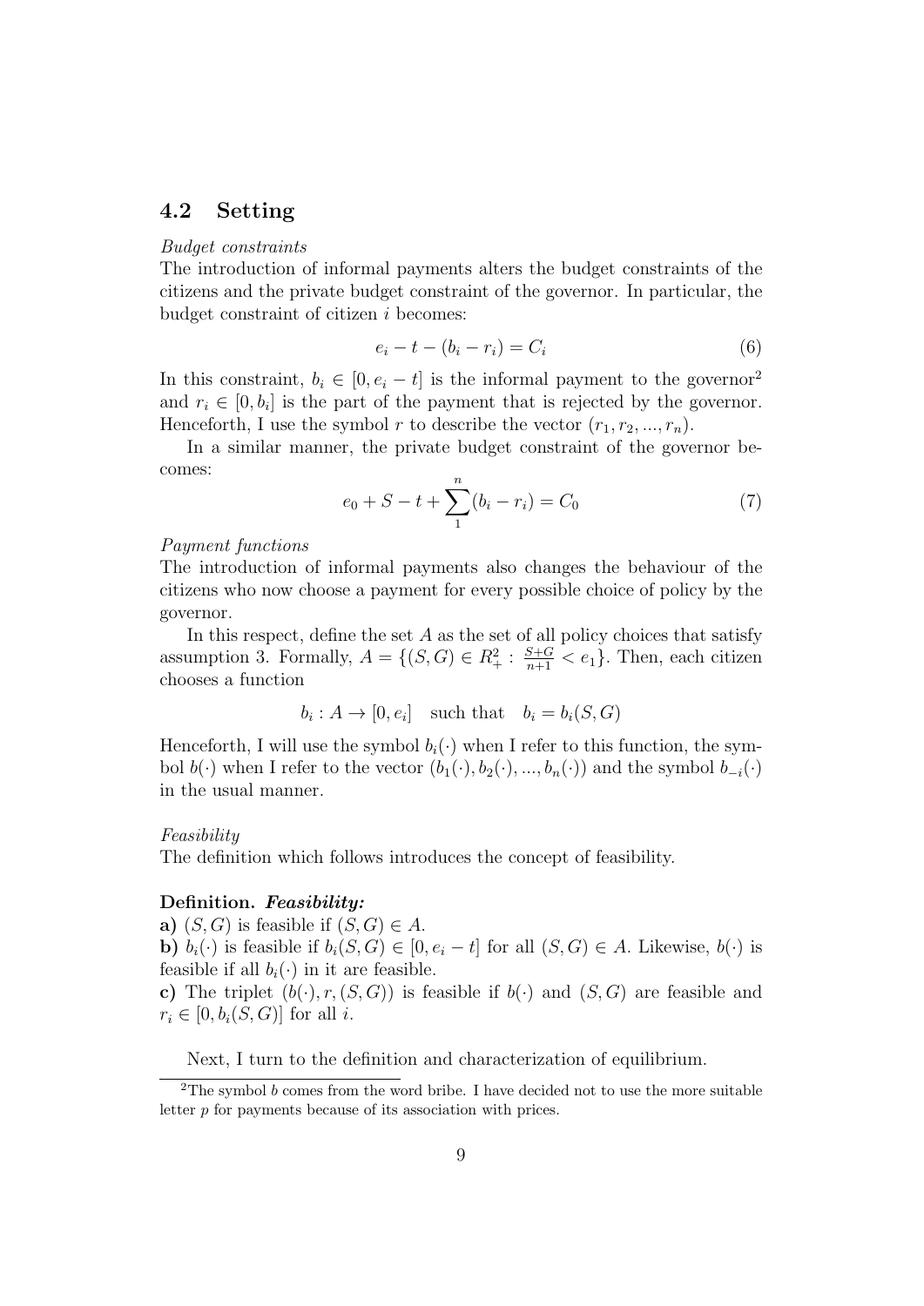## 4.2 Setting

*Budget constraints*

The introduction of informal payments alters the budget constraints of the citizens and the private budget constraint of the governor. In particular, the budget constraint of citizen $i$ becomes:

$$e_i - t - (b_i - r_i) = C_i \tag{6}$$

In this constraint, $b_i \in [0, e_i - t]$ is the informal payment to the governor[2] and $r_i \in [0, b_i]$ is the part of the payment that is rejected by the governor. Henceforth, I use the symbol $r$ to describe the vector $(r_1, r_2, ..., r_n)$.

In a similar manner, the private budget constraint of the governor becomes:

$$e_0 + S - t + \sum_{1}^{n}(b_i - r_i) = C_0 \tag{7}$$

*Payment functions*

The introduction of informal payments also changes the behaviour of the citizens who now choose a payment for every possible choice of policy by the governor.

In this respect, define the set $A$ as the set of all policy choices that satisfy assumption 3. Formally, $A = \{(S, G) \in R_+^2 : \frac{S+G}{n+1} < e_1\}$. Then, each citizen chooses a function

$$b_i : A \to [0, e_i] \quad \text{such that} \quad b_i = b_i(S, G)$$

Henceforth, I will use the symbol $b_i(\cdot)$ when I refer to this function, the symbol $b(\cdot)$ when I refer to the vector $(b_1(\cdot), b_2(\cdot), ..., b_n(\cdot))$ and the symbol $b_{-i}(\cdot)$ in the usual manner.

*Feasibility*

The definition which follows introduces the concept of feasibility.

**Definition.** ***Feasibility:***

**a)** $(S, G)$ is feasible if $(S, G) \in A$.

**b)** $b_i(\cdot)$ is feasible if $b_i(S, G) \in [0, e_i - t]$ for all $(S, G) \in A$. Likewise, $b(\cdot)$ is feasible if all $b_i(\cdot)$ in it are feasible.

**c)** The triplet $(b(\cdot), r, (S, G))$ is feasible if $b(\cdot)$ and $(S, G)$ are feasible and $r_i \in [0, b_i(S, G)]$ for all $i$.

Next, I turn to the definition and characterization of equilibrium.

[2] The symbol $b$ comes from the word bribe. I have decided not to use the more suitable letter $p$ for payments because of its association with prices.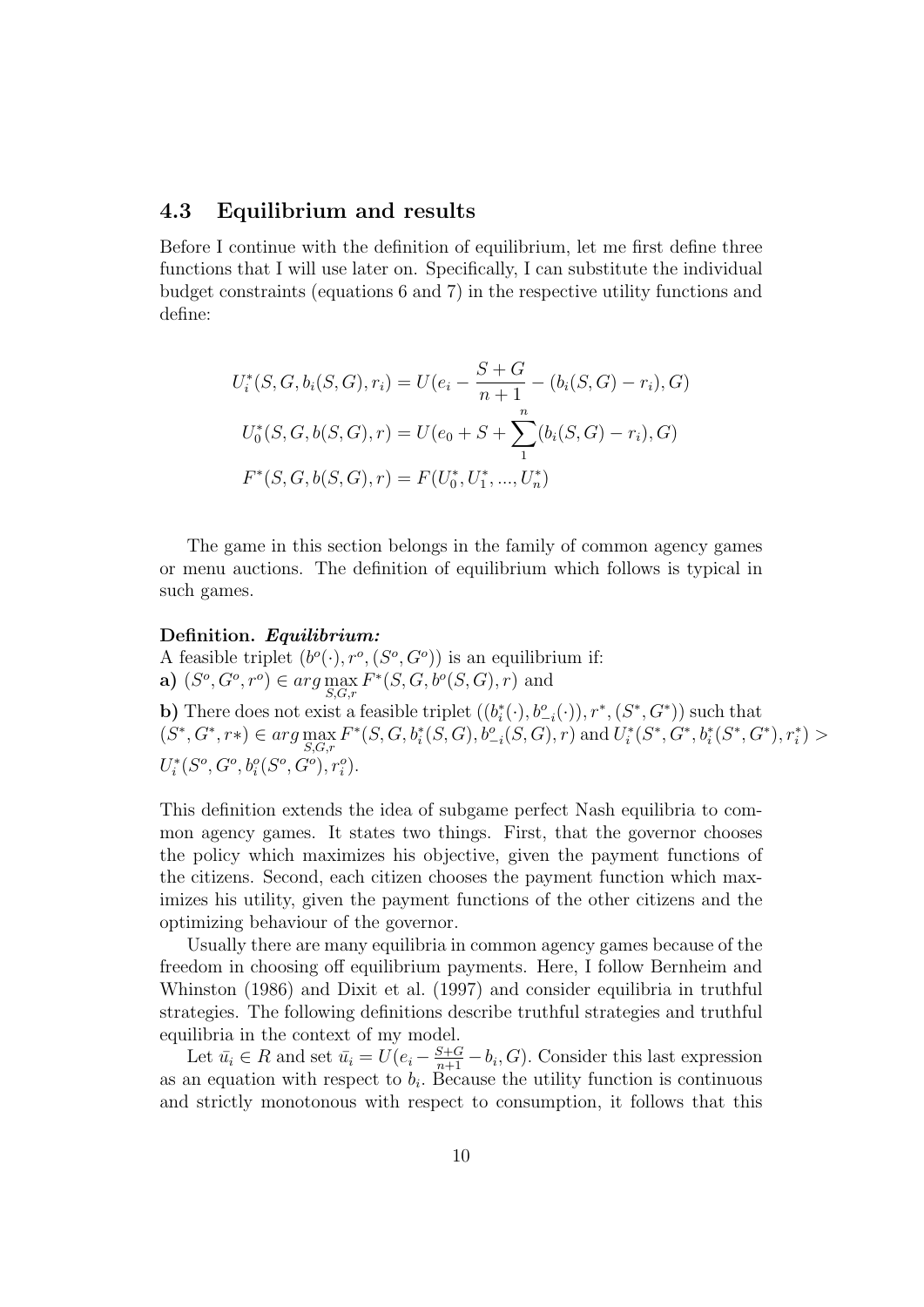### 4.3 Equilibrium and results

Before I continue with the definition of equilibrium, let me first define three functions that I will use later on. Specifically, I can substitute the individual budget constraints (equations 6 and 7) in the respective utility functions and define:

$$U_i^*(S, G, b_i(S, G), r_i) = U(e_i - \frac{S+G}{n+1} - (b_i(S,G) - r_i), G)$$

$$U_0^*(S, G, b(S, G), r) = U(e_0 + S + \sum_1^n (b_i(S,G) - r_i), G)$$

$$F^*(S, G, b(S, G), r) = F(U_0^*, U_1^*, ..., U_n^*)$$

The game in this section belongs in the family of common agency games or menu auctions. The definition of equilibrium which follows is typical in such games.

**Definition.** ***Equilibrium:***
A feasible triplet $(b^o(\cdot), r^o, (S^o, G^o))$ is an equilibrium if:
**a)** $(S^o, G^o, r^o) \in arg \max_{S,G,r} F^*(S, G, b^o(S,G), r)$ and
**b)** There does not exist a feasible triplet $((b_i^*(\cdot), b_{-i}^o(\cdot)), r^*, (S^*, G^*))$ such that $(S^*, G^*, r*) \in arg \max_{S,G,r} F^*(S, G, b_i^*(S,G), b_{-i}^o(S,G), r)$ and $U_i^*(S^*, G^*, b_i^*(S^*, G^*), r_i^*) > U_i^*(S^o, G^o, b_i^o(S^o, G^o), r_i^o)$.

This definition extends the idea of subgame perfect Nash equilibria to common agency games. It states two things. First, that the governor chooses the policy which maximizes his objective, given the payment functions of the citizens. Second, each citizen chooses the payment function which maximizes his utility, given the payment functions of the other citizens and the optimizing behaviour of the governor.

Usually there are many equilibria in common agency games because of the freedom in choosing off equilibrium payments. Here, I follow Bernheim and Whinston (1986) and Dixit et al. (1997) and consider equilibria in truthful strategies. The following definitions describe truthful strategies and truthful equilibria in the context of my model.

Let $\bar{u}_i \in R$ and set $\bar{u}_i = U(e_i - \frac{S+G}{n+1} - b_i, G)$. Consider this last expression as an equation with respect to $b_i$. Because the utility function is continuous and strictly monotonous with respect to consumption, it follows that this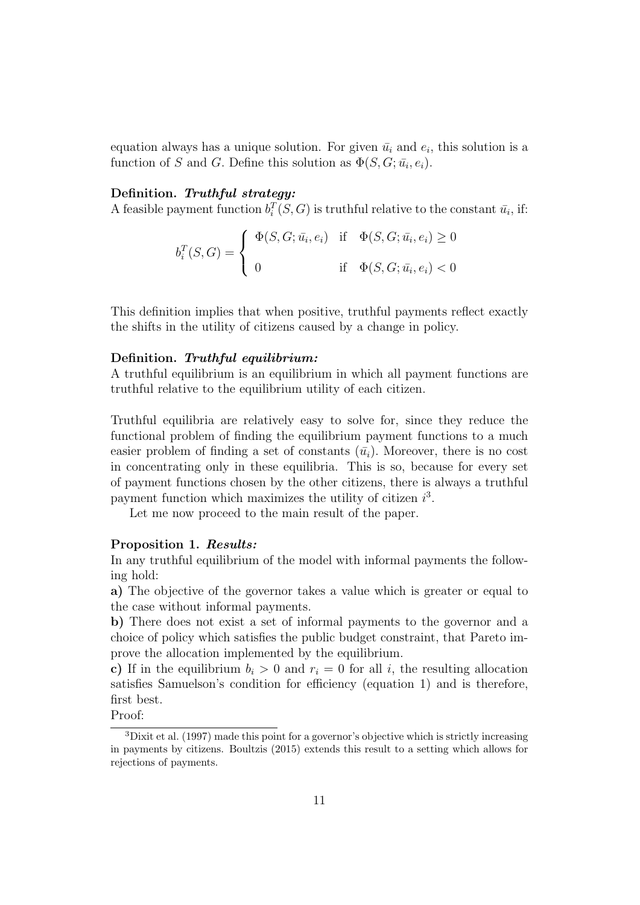equation always has a unique solution. For given $\bar{u}_i$ and $e_i$, this solution is a function of $S$ and $G$. Define this solution as $\Phi(S, G; \bar{u}_i, e_i)$.

**Definition.** ***Truthful strategy:***
A feasible payment function $b_i^T(S, G)$ is truthful relative to the constant $\bar{u}_i$, if:

$$b_i^T(S, G) = \begin{cases} \Phi(S, G; \bar{u}_i, e_i) & \text{if} \quad \Phi(S, G; \bar{u}_i, e_i) \geq 0 \\ 0 & \text{if} \quad \Phi(S, G; \bar{u}_i, e_i) < 0 \end{cases}$$

This definition implies that when positive, truthful payments reflect exactly the shifts in the utility of citizens caused by a change in policy.

**Definition.** ***Truthful equilibrium:***
A truthful equilibrium is an equilibrium in which all payment functions are truthful relative to the equilibrium utility of each citizen.

Truthful equilibria are relatively easy to solve for, since they reduce the functional problem of finding the equilibrium payment functions to a much easier problem of finding a set of constants ($\bar{u}_i$). Moreover, there is no cost in concentrating only in these equilibria. This is so, because for every set of payment functions chosen by the other citizens, there is always a truthful payment function which maximizes the utility of citizen $i$[3].

Let me now proceed to the main result of the paper.

**Proposition 1.** ***Results:***
In any truthful equilibrium of the model with informal payments the following hold:
**a)** The objective of the governor takes a value which is greater or equal to the case without informal payments.
**b)** There does not exist a set of informal payments to the governor and a choice of policy which satisfies the public budget constraint, that Pareto improve the allocation implemented by the equilibrium.
**c)** If in the equilibrium $b_i > 0$ and $r_i = 0$ for all $i$, the resulting allocation satisfies Samuelson's condition for efficiency (equation 1) and is therefore, first best.
Proof:

[3] Dixit et al. (1997) made this point for a governor's objective which is strictly increasing in payments by citizens. Boultzis (2015) extends this result to a setting which allows for rejections of payments.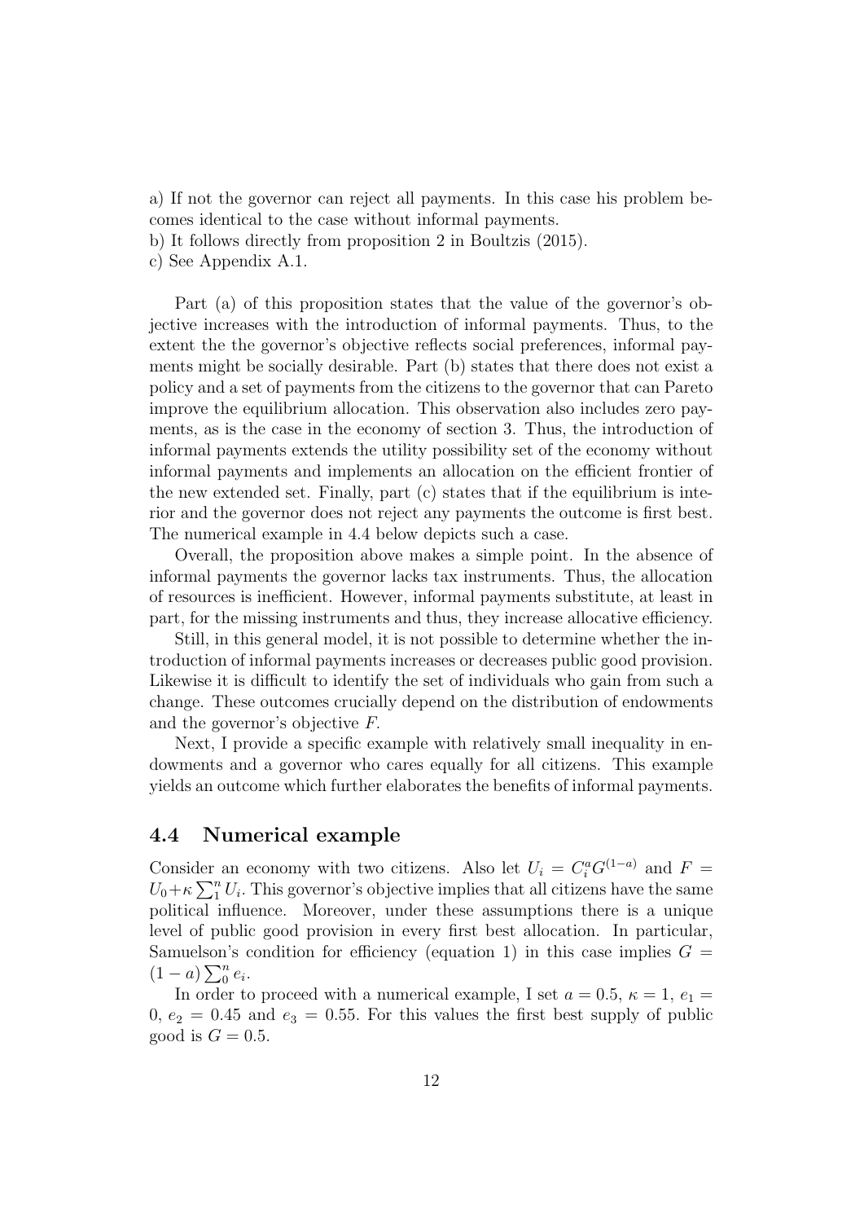a) If not the governor can reject all payments. In this case his problem becomes identical to the case without informal payments.
b) It follows directly from proposition 2 in Boultzis (2015).
c) See Appendix A.1.

Part (a) of this proposition states that the value of the governor's objective increases with the introduction of informal payments. Thus, to the extent the the governor's objective reflects social preferences, informal payments might be socially desirable. Part (b) states that there does not exist a policy and a set of payments from the citizens to the governor that can Pareto improve the equilibrium allocation. This observation also includes zero payments, as is the case in the economy of section 3. Thus, the introduction of informal payments extends the utility possibility set of the economy without informal payments and implements an allocation on the efficient frontier of the new extended set. Finally, part (c) states that if the equilibrium is interior and the governor does not reject any payments the outcome is first best. The numerical example in 4.4 below depicts such a case.

Overall, the proposition above makes a simple point. In the absence of informal payments the governor lacks tax instruments. Thus, the allocation of resources is inefficient. However, informal payments substitute, at least in part, for the missing instruments and thus, they increase allocative efficiency.

Still, in this general model, it is not possible to determine whether the introduction of informal payments increases or decreases public good provision. Likewise it is difficult to identify the set of individuals who gain from such a change. These outcomes crucially depend on the distribution of endowments and the governor's objective $F$.

Next, I provide a specific example with relatively small inequality in endowments and a governor who cares equally for all citizens. This example yields an outcome which further elaborates the benefits of informal payments.

## 4.4 Numerical example

Consider an economy with two citizens. Also let $U_i = C_i^a G^{(1-a)}$ and $F = U_0 + \kappa \sum_1^n U_i$. This governor's objective implies that all citizens have the same political influence. Moreover, under these assumptions there is a unique level of public good provision in every first best allocation. In particular, Samuelson's condition for efficiency (equation 1) in this case implies $G = (1-a)\sum_0^n e_i$.

In order to proceed with a numerical example, I set $a = 0.5$, $\kappa = 1$, $e_1 = 0$, $e_2 = 0.45$ and $e_3 = 0.55$. For this values the first best supply of public good is $G = 0.5$.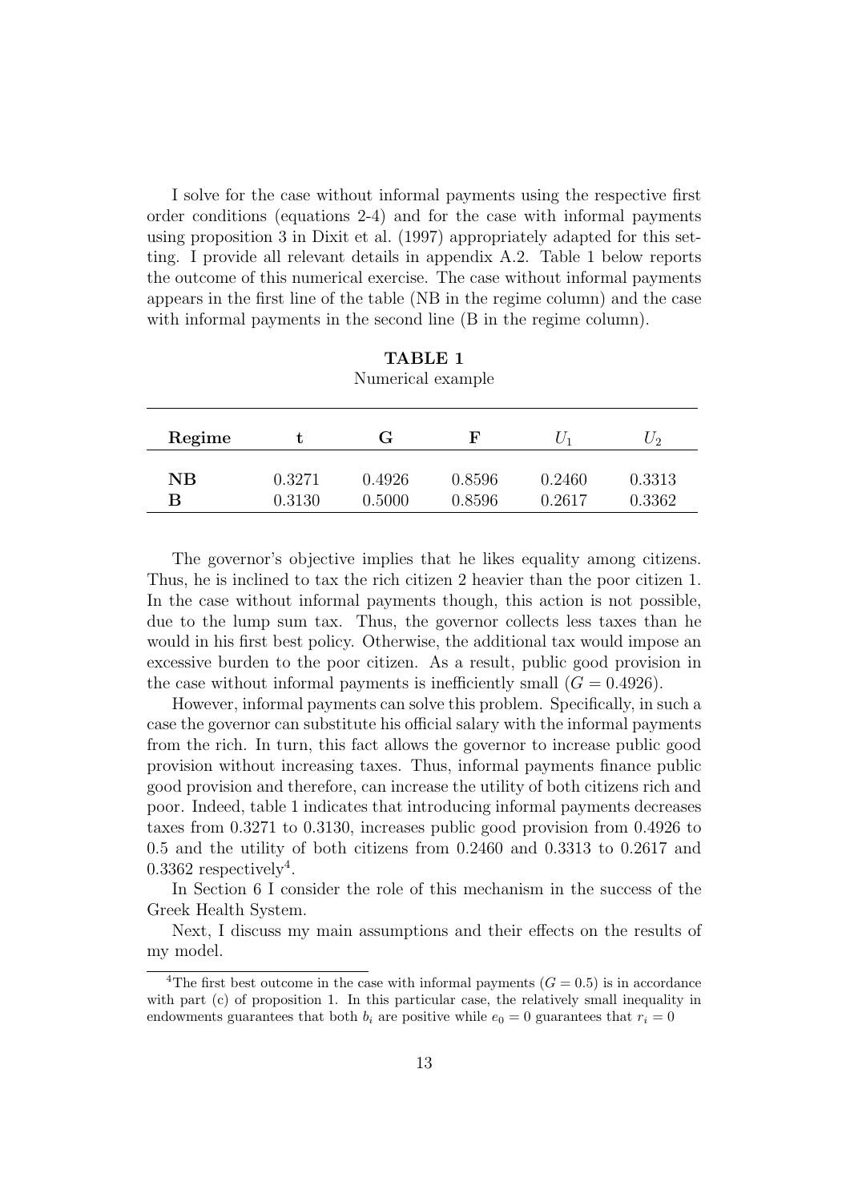I solve for the case without informal payments using the respective first order conditions (equations 2-4) and for the case with informal payments using proposition 3 in Dixit et al. (1997) appropriately adapted for this setting. I provide all relevant details in appendix A.2. Table 1 below reports the outcome of this numerical exercise. The case without informal payments appears in the first line of the table (NB in the regime column) and the case with informal payments in the second line (B in the regime column).

**TABLE 1**

Numerical example

| **Regime** | **t** | **G** | **F** | $U_1$ | $U_2$ |
|---|---|---|---|---|---|
| **NB** | 0.3271 | 0.4926 | 0.8596 | 0.2460 | 0.3313 |
| **B** | 0.3130 | 0.5000 | 0.8596 | 0.2617 | 0.3362 |

The governor's objective implies that he likes equality among citizens. Thus, he is inclined to tax the rich citizen 2 heavier than the poor citizen 1. In the case without informal payments though, this action is not possible, due to the lump sum tax. Thus, the governor collects less taxes than he would in his first best policy. Otherwise, the additional tax would impose an excessive burden to the poor citizen. As a result, public good provision in the case without informal payments is inefficiently small ($G = 0.4926$).

However, informal payments can solve this problem. Specifically, in such a case the governor can substitute his official salary with the informal payments from the rich. In turn, this fact allows the governor to increase public good provision without increasing taxes. Thus, informal payments finance public good provision and therefore, can increase the utility of both citizens rich and poor. Indeed, table 1 indicates that introducing informal payments decreases taxes from 0.3271 to 0.3130, increases public good provision from 0.4926 to 0.5 and the utility of both citizens from 0.2460 and 0.3313 to 0.2617 and 0.3362 respectively[4].

In Section 6 I consider the role of this mechanism in the success of the Greek Health System.

Next, I discuss my main assumptions and their effects on the results of my model.

---

[4]The first best outcome in the case with informal payments ($G = 0.5$) is in accordance with part (c) of proposition 1. In this particular case, the relatively small inequality in endowments guarantees that both $b_i$ are positive while $e_0 = 0$ guarantees that $r_i = 0$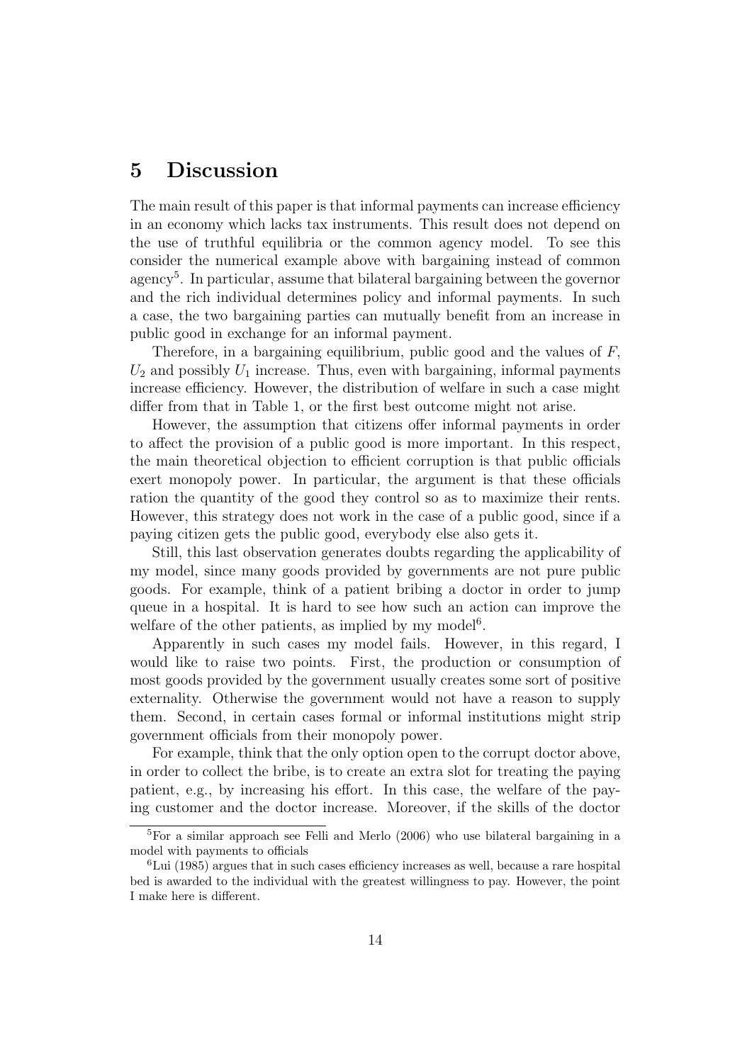# 5 Discussion

The main result of this paper is that informal payments can increase efficiency in an economy which lacks tax instruments. This result does not depend on the use of truthful equilibria or the common agency model. To see this consider the numerical example above with bargaining instead of common agency[5]. In particular, assume that bilateral bargaining between the governor and the rich individual determines policy and informal payments. In such a case, the two bargaining parties can mutually benefit from an increase in public good in exchange for an informal payment.

Therefore, in a bargaining equilibrium, public good and the values of $F$, $U_2$ and possibly $U_1$ increase. Thus, even with bargaining, informal payments increase efficiency. However, the distribution of welfare in such a case might differ from that in Table 1, or the first best outcome might not arise.

However, the assumption that citizens offer informal payments in order to affect the provision of a public good is more important. In this respect, the main theoretical objection to efficient corruption is that public officials exert monopoly power. In particular, the argument is that these officials ration the quantity of the good they control so as to maximize their rents. However, this strategy does not work in the case of a public good, since if a paying citizen gets the public good, everybody else also gets it.

Still, this last observation generates doubts regarding the applicability of my model, since many goods provided by governments are not pure public goods. For example, think of a patient bribing a doctor in order to jump queue in a hospital. It is hard to see how such an action can improve the welfare of the other patients, as implied by my model[6].

Apparently in such cases my model fails. However, in this regard, I would like to raise two points. First, the production or consumption of most goods provided by the government usually creates some sort of positive externality. Otherwise the government would not have a reason to supply them. Second, in certain cases formal or informal institutions might strip government officials from their monopoly power.

For example, think that the only option open to the corrupt doctor above, in order to collect the bribe, is to create an extra slot for treating the paying patient, e.g., by increasing his effort. In this case, the welfare of the paying customer and the doctor increase. Moreover, if the skills of the doctor

[5]For a similar approach see Felli and Merlo (2006) who use bilateral bargaining in a model with payments to officials

[6]Lui (1985) argues that in such cases efficiency increases as well, because a rare hospital bed is awarded to the individual with the greatest willingness to pay. However, the point I make here is different.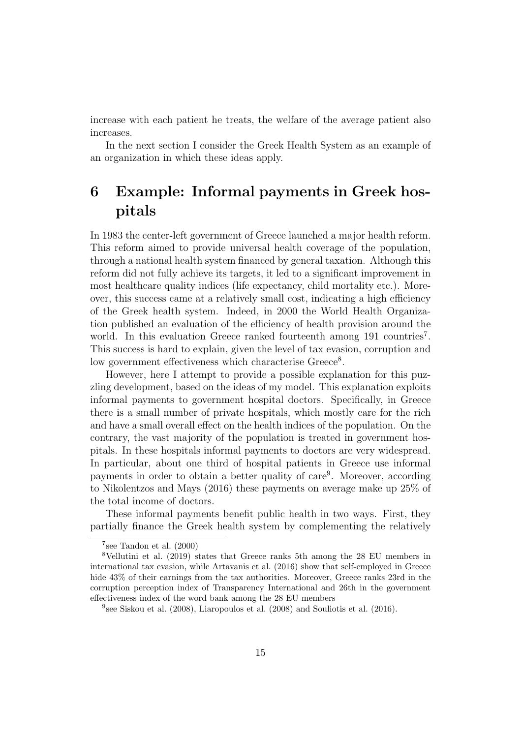increase with each patient he treats, the welfare of the average patient also increases.

In the next section I consider the Greek Health System as an example of an organization in which these ideas apply.

# 6 Example: Informal payments in Greek hospitals

In 1983 the center-left government of Greece launched a major health reform. This reform aimed to provide universal health coverage of the population, through a national health system financed by general taxation. Although this reform did not fully achieve its targets, it led to a significant improvement in most healthcare quality indices (life expectancy, child mortality etc.). Moreover, this success came at a relatively small cost, indicating a high efficiency of the Greek health system. Indeed, in 2000 the World Health Organization published an evaluation of the efficiency of health provision around the world. In this evaluation Greece ranked fourteenth among 191 countries[7]. This success is hard to explain, given the level of tax evasion, corruption and low government effectiveness which characterise Greece[8].

However, here I attempt to provide a possible explanation for this puzzling development, based on the ideas of my model. This explanation exploits informal payments to government hospital doctors. Specifically, in Greece there is a small number of private hospitals, which mostly care for the rich and have a small overall effect on the health indices of the population. On the contrary, the vast majority of the population is treated in government hospitals. In these hospitals informal payments to doctors are very widespread. In particular, about one third of hospital patients in Greece use informal payments in order to obtain a better quality of care[9]. Moreover, according to Nikolentzos and Mays (2016) these payments on average make up 25% of the total income of doctors.

These informal payments benefit public health in two ways. First, they partially finance the Greek health system by complementing the relatively

[7] see Tandon et al. (2000)

[8] Vellutini et al. (2019) states that Greece ranks 5th among the 28 EU members in international tax evasion, while Artavanis et al. (2016) show that self-employed in Greece hide 43% of their earnings from the tax authorities. Moreover, Greece ranks 23rd in the corruption perception index of Transparency International and 26th in the government effectiveness index of the word bank among the 28 EU members

[9] see Siskou et al. (2008), Liaropoulos et al. (2008) and Souliotis et al. (2016).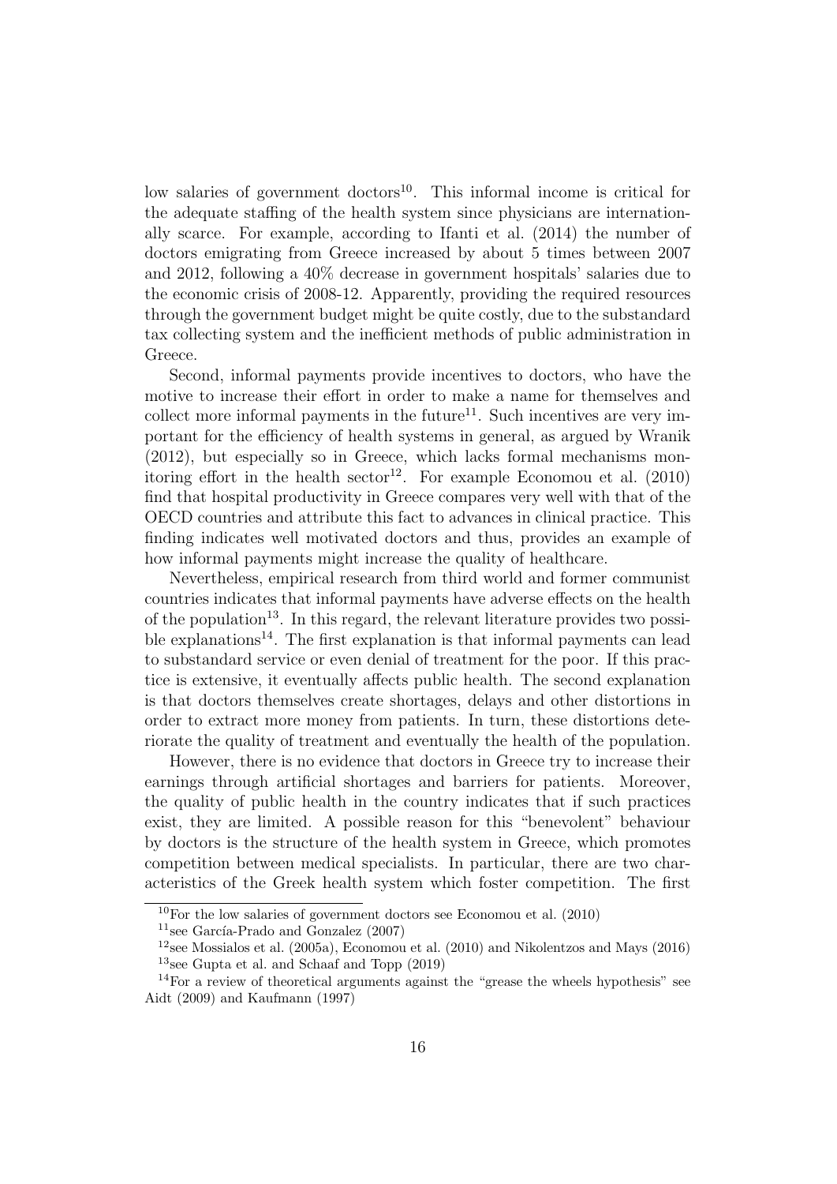low salaries of government doctors[10]. This informal income is critical for the adequate staffing of the health system since physicians are internationally scarce. For example, according to Ifanti et al. (2014) the number of doctors emigrating from Greece increased by about 5 times between 2007 and 2012, following a 40% decrease in government hospitals' salaries due to the economic crisis of 2008-12. Apparently, providing the required resources through the government budget might be quite costly, due to the substandard tax collecting system and the inefficient methods of public administration in Greece.

Second, informal payments provide incentives to doctors, who have the motive to increase their effort in order to make a name for themselves and collect more informal payments in the future[11]. Such incentives are very important for the efficiency of health systems in general, as argued by Wranik (2012), but especially so in Greece, which lacks formal mechanisms monitoring effort in the health sector[12]. For example Economou et al. (2010) find that hospital productivity in Greece compares very well with that of the OECD countries and attribute this fact to advances in clinical practice. This finding indicates well motivated doctors and thus, provides an example of how informal payments might increase the quality of healthcare.

Nevertheless, empirical research from third world and former communist countries indicates that informal payments have adverse effects on the health of the population[13]. In this regard, the relevant literature provides two possible explanations[14]. The first explanation is that informal payments can lead to substandard service or even denial of treatment for the poor. If this practice is extensive, it eventually affects public health. The second explanation is that doctors themselves create shortages, delays and other distortions in order to extract more money from patients. In turn, these distortions deteriorate the quality of treatment and eventually the health of the population.

However, there is no evidence that doctors in Greece try to increase their earnings through artificial shortages and barriers for patients. Moreover, the quality of public health in the country indicates that if such practices exist, they are limited. A possible reason for this "benevolent" behaviour by doctors is the structure of the health system in Greece, which promotes competition between medical specialists. In particular, there are two characteristics of the Greek health system which foster competition. The first

[10] For the low salaries of government doctors see Economou et al. (2010)

[11] see García-Prado and Gonzalez (2007)

[12] see Mossialos et al. (2005a), Economou et al. (2010) and Nikolentzos and Mays (2016)

[13] see Gupta et al. and Schaaf and Topp (2019)

[14] For a review of theoretical arguments against the "grease the wheels hypothesis" see Aidt (2009) and Kaufmann (1997)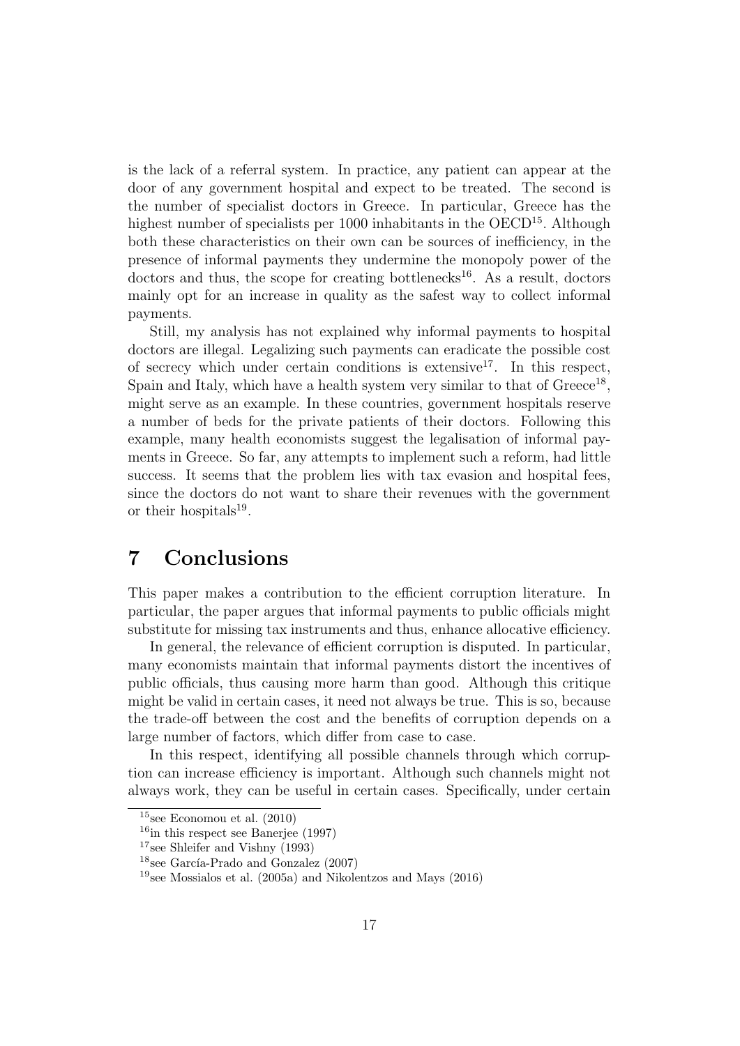is the lack of a referral system. In practice, any patient can appear at the door of any government hospital and expect to be treated. The second is the number of specialist doctors in Greece. In particular, Greece has the highest number of specialists per 1000 inhabitants in the OECD[15]. Although both these characteristics on their own can be sources of inefficiency, in the presence of informal payments they undermine the monopoly power of the doctors and thus, the scope for creating bottlenecks[16]. As a result, doctors mainly opt for an increase in quality as the safest way to collect informal payments.

Still, my analysis has not explained why informal payments to hospital doctors are illegal. Legalizing such payments can eradicate the possible cost of secrecy which under certain conditions is extensive[17]. In this respect, Spain and Italy, which have a health system very similar to that of Greece[18], might serve as an example. In these countries, government hospitals reserve a number of beds for the private patients of their doctors. Following this example, many health economists suggest the legalisation of informal payments in Greece. So far, any attempts to implement such a reform, had little success. It seems that the problem lies with tax evasion and hospital fees, since the doctors do not want to share their revenues with the government or their hospitals[19].

# 7 Conclusions

This paper makes a contribution to the efficient corruption literature. In particular, the paper argues that informal payments to public officials might substitute for missing tax instruments and thus, enhance allocative efficiency.

In general, the relevance of efficient corruption is disputed. In particular, many economists maintain that informal payments distort the incentives of public officials, thus causing more harm than good. Although this critique might be valid in certain cases, it need not always be true. This is so, because the trade-off between the cost and the benefits of corruption depends on a large number of factors, which differ from case to case.

In this respect, identifying all possible channels through which corruption can increase efficiency is important. Although such channels might not always work, they can be useful in certain cases. Specifically, under certain

[15] see Economou et al. (2010)

[16] in this respect see Banerjee (1997)

[17] see Shleifer and Vishny (1993)

[18] see García-Prado and Gonzalez (2007)

[19] see Mossialos et al. (2005a) and Nikolentzos and Mays (2016)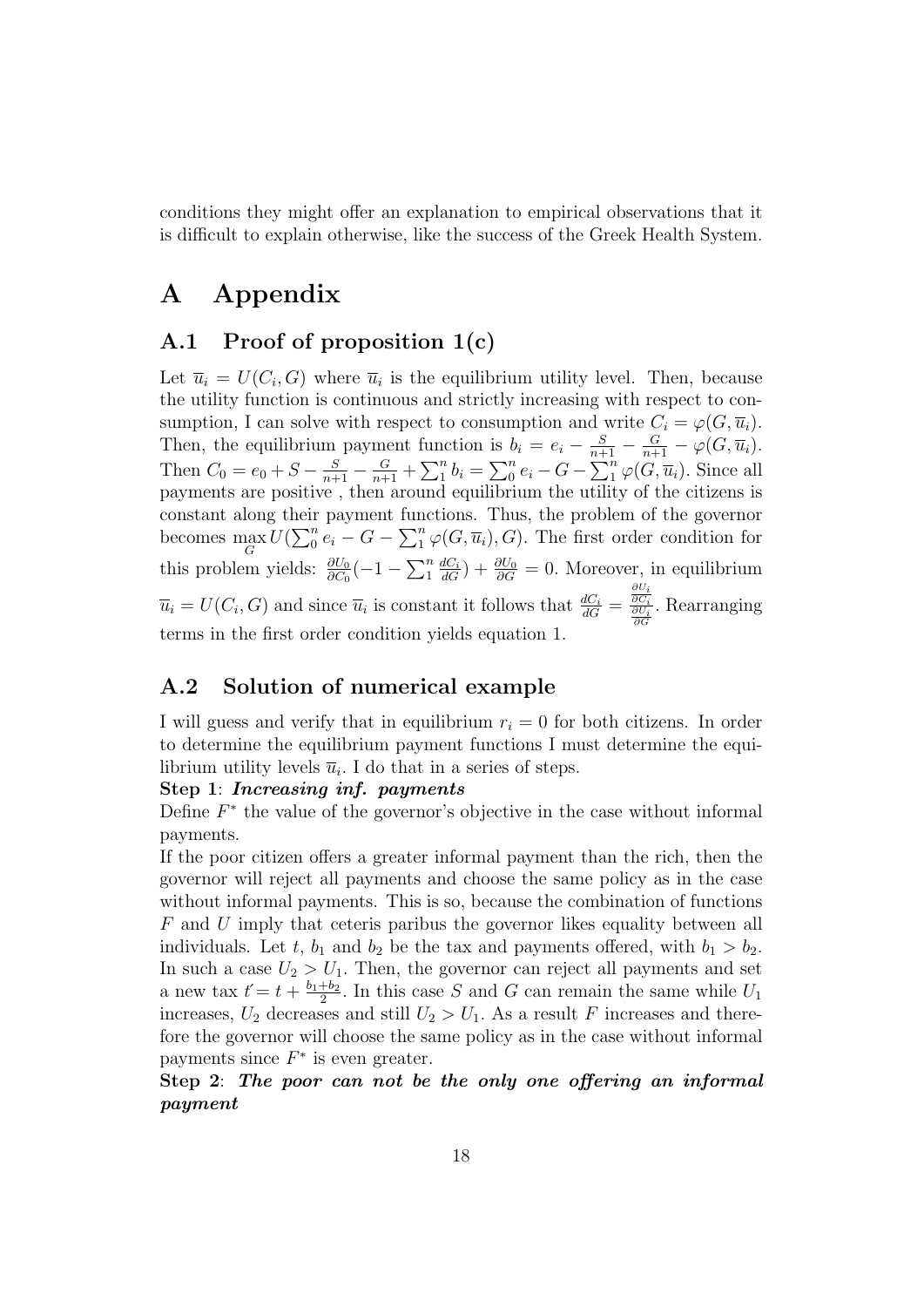conditions they might offer an explanation to empirical observations that it is difficult to explain otherwise, like the success of the Greek Health System.

# A Appendix

## A.1 Proof of proposition 1(c)

Let $\overline{u}_i = U(C_i, G)$ where $\overline{u}_i$ is the equilibrium utility level. Then, because the utility function is continuous and strictly increasing with respect to consumption, I can solve with respect to consumption and write $C_i = \varphi(G, \overline{u}_i)$. Then, the equilibrium payment function is $b_i = e_i - \frac{S}{n+1} - \frac{G}{n+1} - \varphi(G, \overline{u}_i)$. Then $C_0 = e_0 + S - \frac{S}{n+1} - \frac{G}{n+1} + \sum_1^n b_i = \sum_0^n e_i - G - \sum_1^n \varphi(G, \overline{u}_i)$. Since all payments are positive , then around equilibrium the utility of the citizens is constant along their payment functions. Thus, the problem of the governor becomes $\max_G U(\sum_0^n e_i - G - \sum_1^n \varphi(G, \overline{u}_i), G)$. The first order condition for this problem yields: $\frac{\partial U_0}{\partial C_0}(-1 - \sum_1^n \frac{dC_i}{dG}) + \frac{\partial U_0}{\partial G} = 0$. Moreover, in equilibrium $\overline{u}_i = U(C_i, G)$ and since $\overline{u}_i$ is constant it follows that $\frac{dC_i}{dG} = \frac{\frac{\partial U_i}{\partial C_i}}{\frac{\partial U_i}{\partial G}}$. Rearranging terms in the first order condition yields equation 1.

## A.2 Solution of numerical example

I will guess and verify that in equilibrium $r_i = 0$ for both citizens. In order to determine the equilibrium payment functions I must determine the equilibrium utility levels $\overline{u}_i$. I do that in a series of steps.

**Step 1**: ***Increasing inf. payments***

Define $F^*$ the value of the governor's objective in the case without informal payments.

If the poor citizen offers a greater informal payment than the rich, then the governor will reject all payments and choose the same policy as in the case without informal payments. This is so, because the combination of functions $F$ and $U$ imply that ceteris paribus the governor likes equality between all individuals. Let $t$, $b_1$ and $b_2$ be the tax and payments offered, with $b_1 > b_2$. In such a case $U_2 > U_1$. Then, the governor can reject all payments and set a new tax $t' = t + \frac{b_1+b_2}{2}$. In this case $S$ and $G$ can remain the same while $U_1$ increases, $U_2$ decreases and still $U_2 > U_1$. As a result $F$ increases and therefore the governor will choose the same policy as in the case without informal payments since $F^*$ is even greater.

**Step 2**: ***The poor can not be the only one offering an informal payment***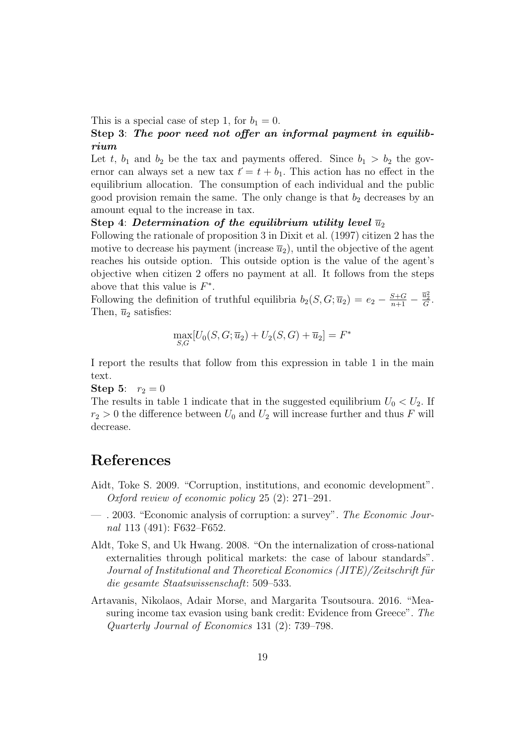This is a special case of step 1, for $b_1 = 0$.

**Step 3**: ***The poor need not offer an informal payment in equilibrium***

Let $t$, $b_1$ and $b_2$ be the tax and payments offered. Since $b_1 > b_2$ the governor can always set a new tax $t' = t + b_1$. This action has no effect in the equilibrium allocation. The consumption of each individual and the public good provision remain the same. The only change is that $b_2$ decreases by an amount equal to the increase in tax.

**Step 4**: ***Determination of the equilibrium utility level*** $\overline{u}_2$

Following the rationale of proposition 3 in Dixit et al. (1997) citizen 2 has the motive to decrease his payment (increase $\overline{u}_2$), until the objective of the agent reaches his outside option. This outside option is the value of the agent's objective when citizen 2 offers no payment at all. It follows from the steps above that this value is $F^*$.

Following the definition of truthful equilibria $b_2(S, G; \overline{u}_2) = e_2 - \frac{S+G}{n+1} - \frac{\overline{u}_2^2}{G}$. Then, $\overline{u}_2$ satisfies:

$$\max_{S,G}[U_0(S, G; \overline{u}_2) + U_2(S, G) + \overline{u}_2] = F^*$$

I report the results that follow from this expression in table 1 in the main text.

**Step 5**: $r_2 = 0$

The results in table 1 indicate that in the suggested equilibrium $U_0 < U_2$. If $r_2 > 0$ the difference between $U_0$ and $U_2$ will increase further and thus $F$ will decrease.

# References

Aidt, Toke S. 2009. "Corruption, institutions, and economic development". *Oxford review of economic policy* 25 (2): 271–291.

— . 2003. "Economic analysis of corruption: a survey". *The Economic Journal* 113 (491): F632–F652.

Aldt, Toke S, and Uk Hwang. 2008. "On the internalization of cross-national externalities through political markets: the case of labour standards". *Journal of Institutional and Theoretical Economics (JITE)/Zeitschrift für die gesamte Staatswissenschaft*: 509–533.

Artavanis, Nikolaos, Adair Morse, and Margarita Tsoutsoura. 2016. "Measuring income tax evasion using bank credit: Evidence from Greece". *The Quarterly Journal of Economics* 131 (2): 739–798.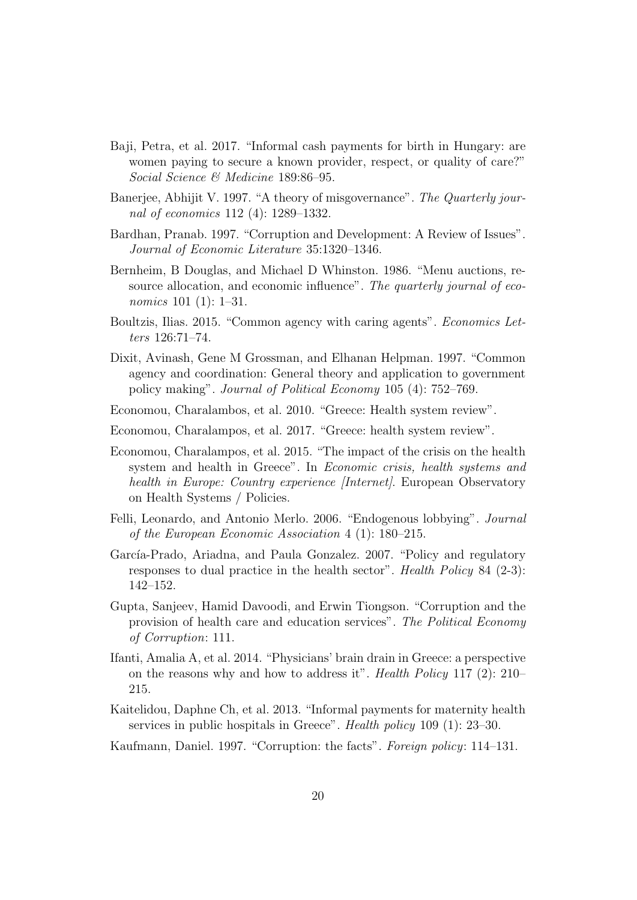Baji, Petra, et al. 2017. "Informal cash payments for birth in Hungary: are women paying to secure a known provider, respect, or quality of care?" *Social Science & Medicine* 189:86–95.

Banerjee, Abhijit V. 1997. "A theory of misgovernance". *The Quarterly journal of economics* 112 (4): 1289–1332.

Bardhan, Pranab. 1997. "Corruption and Development: A Review of Issues". *Journal of Economic Literature* 35:1320–1346.

Bernheim, B Douglas, and Michael D Whinston. 1986. "Menu auctions, resource allocation, and economic influence". *The quarterly journal of economics* 101 (1): 1–31.

Boultzis, Ilias. 2015. "Common agency with caring agents". *Economics Letters* 126:71–74.

Dixit, Avinash, Gene M Grossman, and Elhanan Helpman. 1997. "Common agency and coordination: General theory and application to government policy making". *Journal of Political Economy* 105 (4): 752–769.

Economou, Charalambos, et al. 2010. "Greece: Health system review".

Economou, Charalampos, et al. 2017. "Greece: health system review".

Economou, Charalampos, et al. 2015. "The impact of the crisis on the health system and health in Greece". In *Economic crisis, health systems and health in Europe: Country experience [Internet]*. European Observatory on Health Systems / Policies.

Felli, Leonardo, and Antonio Merlo. 2006. "Endogenous lobbying". *Journal of the European Economic Association* 4 (1): 180–215.

García-Prado, Ariadna, and Paula Gonzalez. 2007. "Policy and regulatory responses to dual practice in the health sector". *Health Policy* 84 (2-3): 142–152.

Gupta, Sanjeev, Hamid Davoodi, and Erwin Tiongson. "Corruption and the provision of health care and education services". *The Political Economy of Corruption*: 111.

Ifanti, Amalia A, et al. 2014. "Physicians' brain drain in Greece: a perspective on the reasons why and how to address it". *Health Policy* 117 (2): 210–215.

Kaitelidou, Daphne Ch, et al. 2013. "Informal payments for maternity health services in public hospitals in Greece". *Health policy* 109 (1): 23–30.

Kaufmann, Daniel. 1997. "Corruption: the facts". *Foreign policy*: 114–131.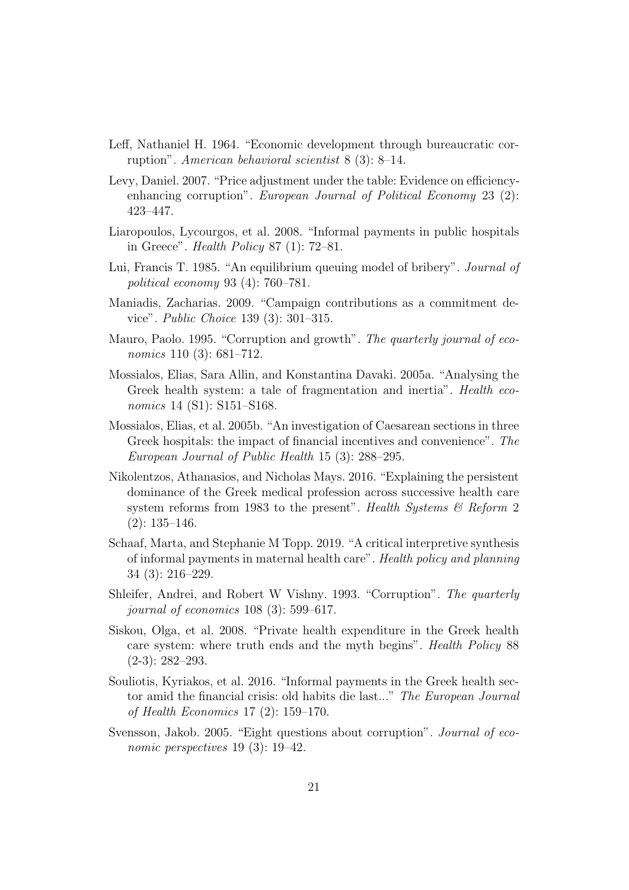Leff, Nathaniel H. 1964. "Economic development through bureaucratic corruption". *American behavioral scientist* 8 (3): 8–14.

Levy, Daniel. 2007. "Price adjustment under the table: Evidence on efficiency-enhancing corruption". *European Journal of Political Economy* 23 (2): 423–447.

Liaropoulos, Lycourgos, et al. 2008. "Informal payments in public hospitals in Greece". *Health Policy* 87 (1): 72–81.

Lui, Francis T. 1985. "An equilibrium queuing model of bribery". *Journal of political economy* 93 (4): 760–781.

Maniadis, Zacharias. 2009. "Campaign contributions as a commitment device". *Public Choice* 139 (3): 301–315.

Mauro, Paolo. 1995. "Corruption and growth". *The quarterly journal of economics* 110 (3): 681–712.

Mossialos, Elias, Sara Allin, and Konstantina Davaki. 2005a. "Analysing the Greek health system: a tale of fragmentation and inertia". *Health economics* 14 (S1): S151–S168.

Mossialos, Elias, et al. 2005b. "An investigation of Caesarean sections in three Greek hospitals: the impact of financial incentives and convenience". *The European Journal of Public Health* 15 (3): 288–295.

Nikolentzos, Athanasios, and Nicholas Mays. 2016. "Explaining the persistent dominance of the Greek medical profession across successive health care system reforms from 1983 to the present". *Health Systems & Reform* 2 (2): 135–146.

Schaaf, Marta, and Stephanie M Topp. 2019. "A critical interpretive synthesis of informal payments in maternal health care". *Health policy and planning* 34 (3): 216–229.

Shleifer, Andrei, and Robert W Vishny. 1993. "Corruption". *The quarterly journal of economics* 108 (3): 599–617.

Siskou, Olga, et al. 2008. "Private health expenditure in the Greek health care system: where truth ends and the myth begins". *Health Policy* 88 (2-3): 282–293.

Souliotis, Kyriakos, et al. 2016. "Informal payments in the Greek health sector amid the financial crisis: old habits die last..." *The European Journal of Health Economics* 17 (2): 159–170.

Svensson, Jakob. 2005. "Eight questions about corruption". *Journal of economic perspectives* 19 (3): 19–42.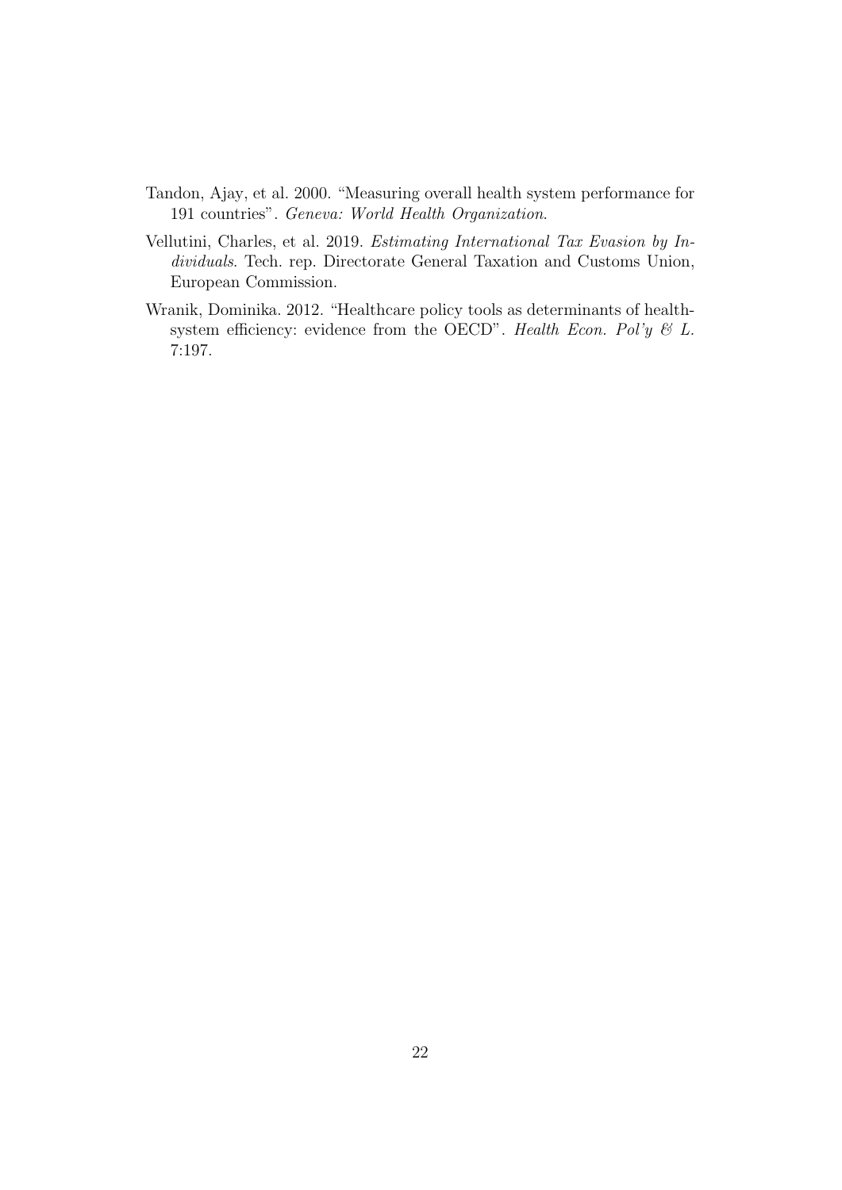Tandon, Ajay, et al. 2000. "Measuring overall health system performance for 191 countries". *Geneva: World Health Organization*.

Vellutini, Charles, et al. 2019. *Estimating International Tax Evasion by Individuals*. Tech. rep. Directorate General Taxation and Customs Union, European Commission.

Wranik, Dominika. 2012. "Healthcare policy tools as determinants of health-system efficiency: evidence from the OECD". *Health Econ. Pol'y & L.* 7:197.